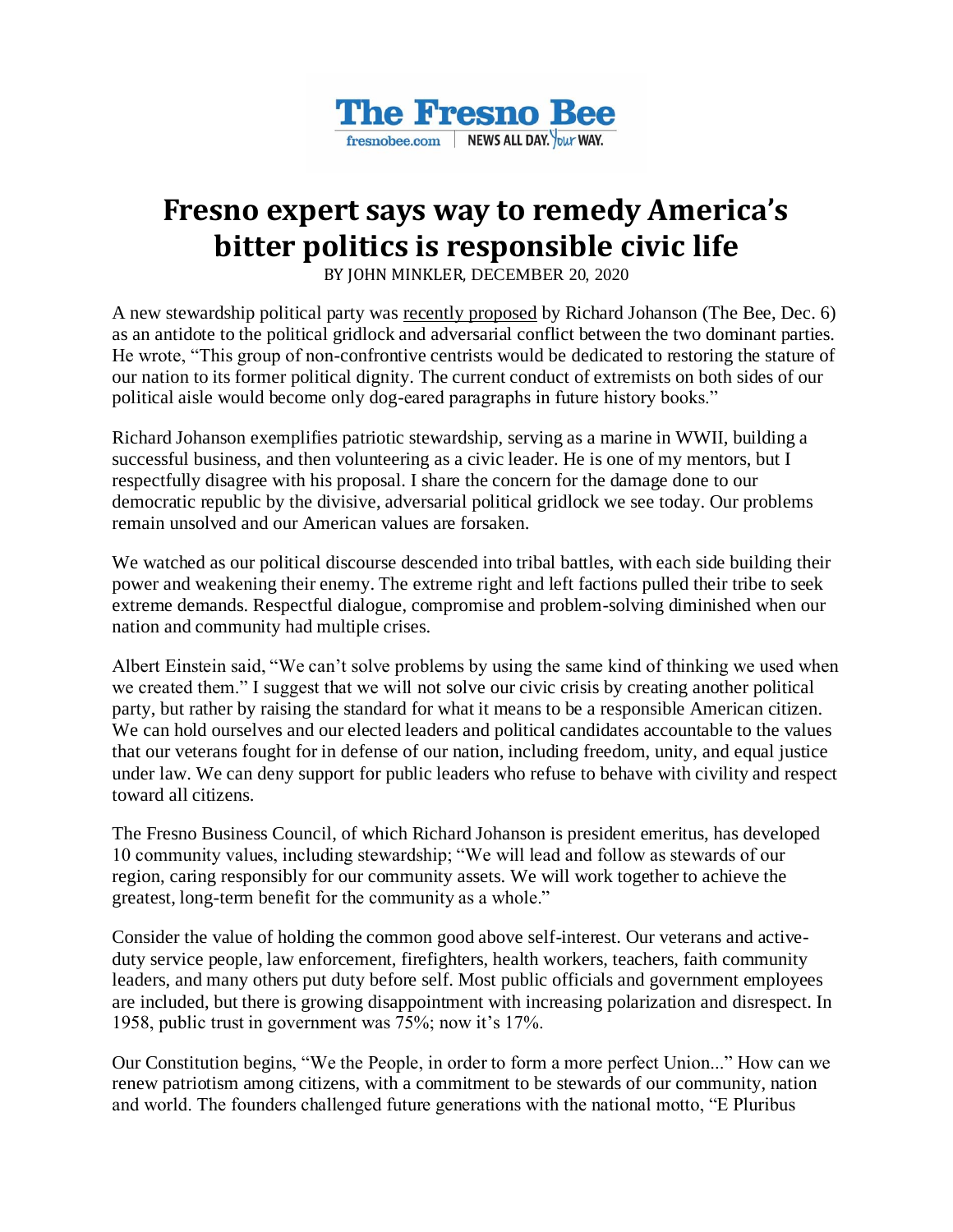The Fresno Bee

fresnobee.com | NEWS ALL DAY. Your WAY.

# Fresno expert says way to remedy America's bitter politics is responsible civic life

BY JOHN MINKLER, DECEMBER 20, 2020

A new stewardship political party was recently proposed by Richard Johanson (The Bee, Dec. 6) as an antidote to the political gridlock and adversarial conflict between the two dominant parties. He wrote, "This group of non-confrontive centrists would be dedicated to restoring the stature of our nation to its former political dignity. The current conduct of extremists on both sides of our political aisle would become only dog-eared paragraphs in future history books."

Richard Johanson exemplifies patriotic stewardship, serving as a marine in WWII, building a successful business, and then volunteering as a civic leader. He is one of my mentors, but I respectfully disagree with his proposal. I share the concern for the damage done to our democratic republic by the divisive, adversarial political gridlock we see today. Our problems remain unsolved and our American values are forsaken.

We watched as our political discourse descended into tribal battles, with each side building their power and weakening their enemy. The extreme right and left factions pulled their tribe to seek extreme demands. Respectful dialogue, compromise and problem-solving diminished when our nation and community had multiple crises.

Albert Einstein said, "We can't solve problems by using the same kind of thinking we used when we created them." I suggest that we will not solve our civic crisis by creating another political party, but rather by raising the standard for what it means to be a responsible American citizen. We can hold ourselves and our elected leaders and political candidates accountable to the values that our veterans fought for in defense of our nation, including freedom, unity, and equal justice under law. We can deny support for public leaders who refuse to behave with civility and respect toward all citizens.

The Fresno Business Council, of which Richard Johanson is president emeritus, has developed 10 community values, including stewardship; "We will lead and follow as stewards of our region, caring responsibly for our community assets. We will work together to achieve the greatest, long-term benefit for the community as a whole."

Consider the value of holding the common good above self-interest. Our veterans and active-duty service people, law enforcement, firefighters, health workers, teachers, faith community leaders, and many others put duty before self. Most public officials and government employees are included, but there is growing disappointment with increasing polarization and disrespect. In 1958, public trust in government was 75%; now it's 17%.

Our Constitution begins, "We the People, in order to form a more perfect Union..." How can we renew patriotism among citizens, with a commitment to be stewards of our community, nation and world. The founders challenged future generations with the national motto, "E Pluribus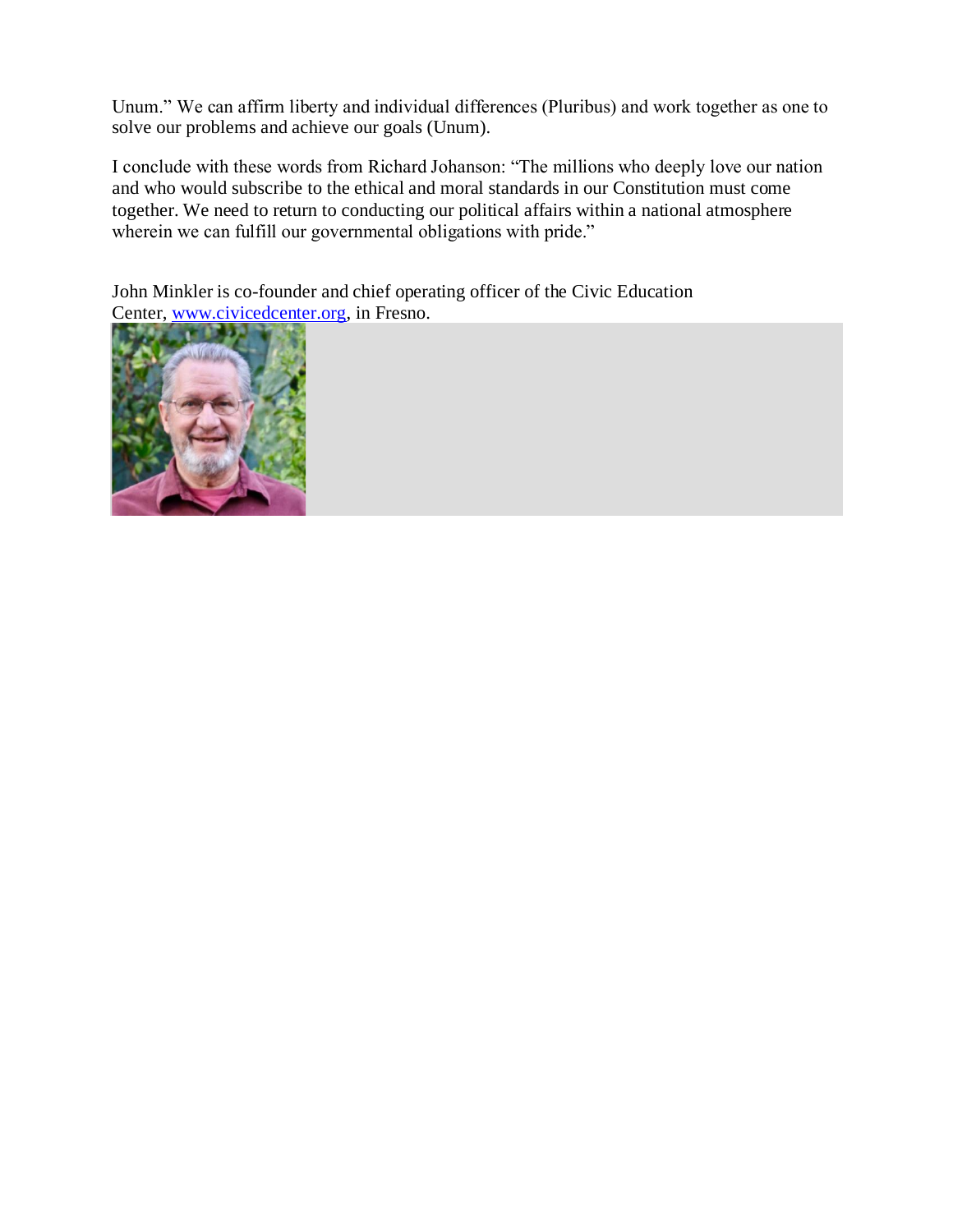Unum." We can affirm liberty and individual differences (Pluribus) and work together as one to solve our problems and achieve our goals (Unum).

I conclude with these words from Richard Johanson: "The millions who deeply love our nation and who would subscribe to the ethical and moral standards in our Constitution must come together. We need to return to conducting our political affairs within a national atmosphere wherein we can fulfill our governmental obligations with pride."

John Minkler is co-founder and chief operating officer of the Civic Education Center, [www.civicedcenter.org](http://www.civicedcenter.org), in Fresno.